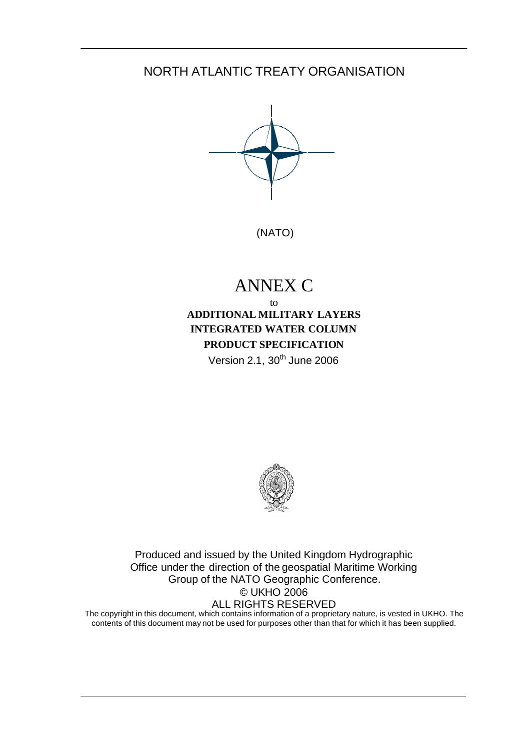NORTH ATLANTIC TREATY ORGANISATION

(NATO)

# ANNEX C

to

**ADDITIONAL MILITARY LAYERS**
**INTEGRATED WATER COLUMN**
**PRODUCT SPECIFICATION**

Version 2.1, 30th June 2006

Produced and issued by the United Kingdom Hydrographic Office under the direction of the geospatial Maritime Working Group of the NATO Geographic Conference.

© UKHO 2006

ALL RIGHTS RESERVED

The copyright in this document, which contains information of a proprietary nature, is vested in UKHO. The contents of this document may not be used for purposes other than that for which it has been supplied.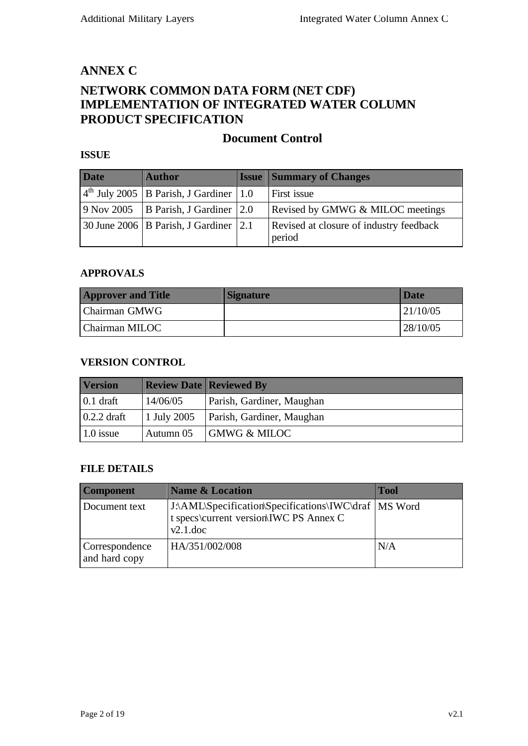# ANNEX C

# NETWORK COMMON DATA FORM (NET CDF) IMPLEMENTATION OF INTEGRATED WATER COLUMN PRODUCT SPECIFICATION

## Document Control

**ISSUE**

| Date | Author | Issue | Summary of Changes |
|---|---|---|---|
| 4th July 2005 | B Parish, J Gardiner | 1.0 | First issue |
| 9 Nov 2005 | B Parish, J Gardiner | 2.0 | Revised by GMWG & MILOC meetings |
| 30 June 2006 | B Parish, J Gardiner | 2.1 | Revised at closure of industry feedback period |

**APPROVALS**

| Approver and Title | Signature | Date |
|---|---|---|
| Chairman GMWG | | 21/10/05 |
| Chairman MILOC | | 28/10/05 |

**VERSION CONTROL**

| Version | Review Date | Reviewed By |
|---|---|---|
| 0.1 draft | 14/06/05 | Parish, Gardiner, Maughan |
| 0.2.2 draft | 1 July 2005 | Parish, Gardiner, Maughan |
| 1.0 issue | Autumn 05 | GMWG & MILOC |

**FILE DETAILS**

| Component | Name & Location | Tool |
|---|---|---|
| Document text | J:\AML\Specification\Specifications\IWC\draft specs\current version\IWC PS Annex C v2.1.doc | MS Word |
| Correspondence and hard copy | HA/351/002/008 | N/A |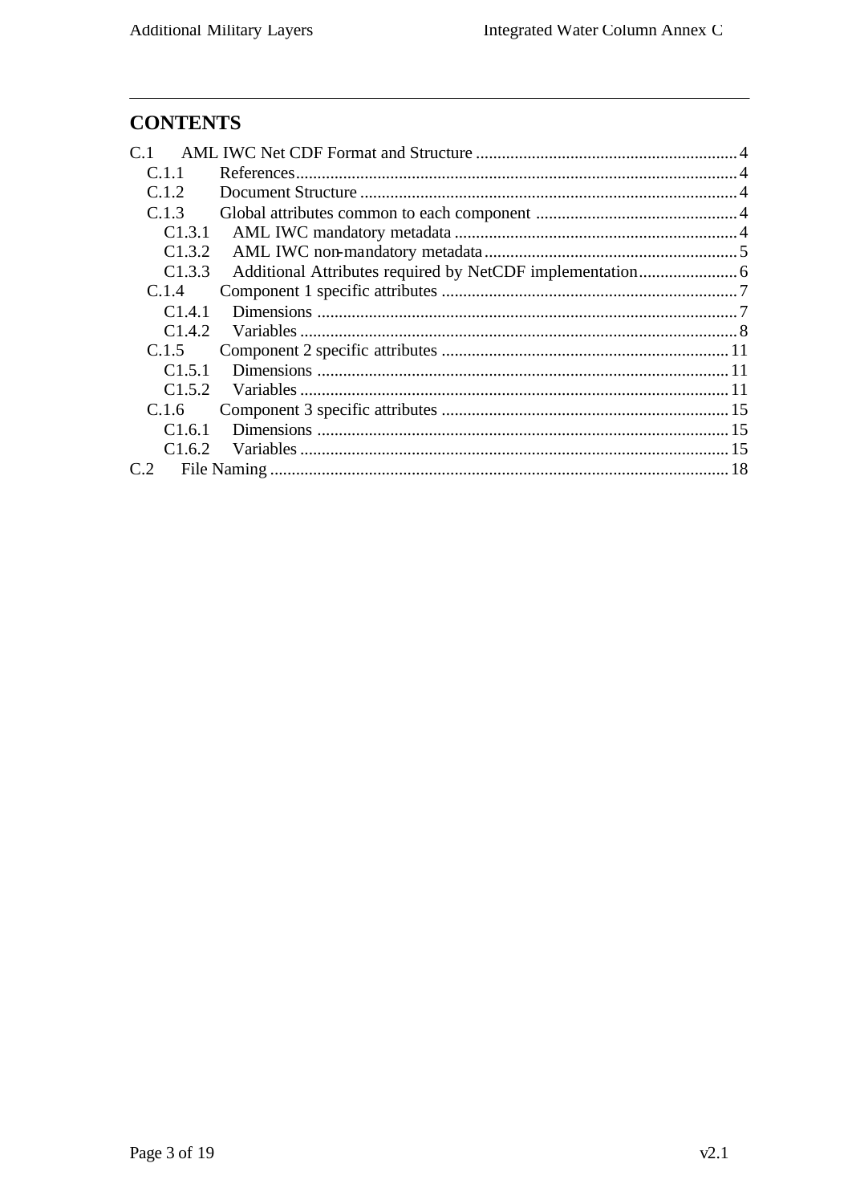## CONTENTS

- C.1 AML IWC Net CDF Format and Structure ..... 4
  - C.1.1 References ..... 4
  - C.1.2 Document Structure ..... 4
  - C.1.3 Global attributes common to each component ..... 4
    - C1.3.1 AML IWC mandatory metadata ..... 4
    - C1.3.2 AML IWC non-mandatory metadata ..... 5
    - C1.3.3 Additional Attributes required by NetCDF implementation ..... 6
  - C.1.4 Component 1 specific attributes ..... 7
    - C1.4.1 Dimensions ..... 7
    - C1.4.2 Variables ..... 8
  - C.1.5 Component 2 specific attributes ..... 11
    - C1.5.1 Dimensions ..... 11
    - C1.5.2 Variables ..... 11
  - C.1.6 Component 3 specific attributes ..... 15
    - C1.6.1 Dimensions ..... 15
    - C1.6.2 Variables ..... 15
- C.2 File Naming ..... 18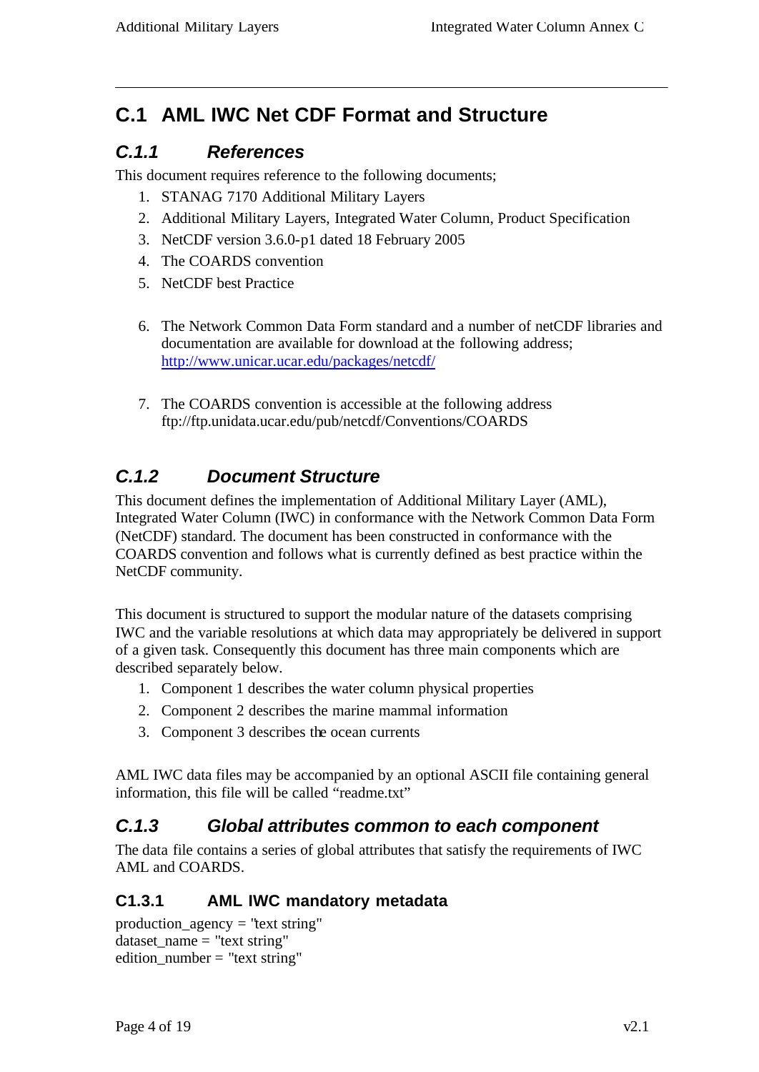# C.1 AML IWC Net CDF Format and Structure

## C.1.1 References

This document requires reference to the following documents;

1. STANAG 7170 Additional Military Layers
2. Additional Military Layers, Integrated Water Column, Product Specification
3. NetCDF version 3.6.0-p1 dated 18 February 2005
4. The COARDS convention
5. NetCDF best Practice

6. The Network Common Data Form standard and a number of netCDF libraries and documentation are available for download at the following address; [http://www.unicar.ucar.edu/packages/netcdf/](http://www.unicar.ucar.edu/packages/netcdf/)

7. The COARDS convention is accessible at the following address ftp://ftp.unidata.ucar.edu/pub/netcdf/Conventions/COARDS

## C.1.2 Document Structure

This document defines the implementation of Additional Military Layer (AML), Integrated Water Column (IWC) in conformance with the Network Common Data Form (NetCDF) standard. The document has been constructed in conformance with the COARDS convention and follows what is currently defined as best practice within the NetCDF community.

This document is structured to support the modular nature of the datasets comprising IWC and the variable resolutions at which data may appropriately be delivered in support of a given task. Consequently this document has three main components which are described separately below.

1. Component 1 describes the water column physical properties
2. Component 2 describes the marine mammal information
3. Component 3 describes the ocean currents

AML IWC data files may be accompanied by an optional ASCII file containing general information, this file will be called "readme.txt"

## C.1.3 Global attributes common to each component

The data file contains a series of global attributes that satisfy the requirements of IWC AML and COARDS.

### C1.3.1 AML IWC mandatory metadata

production_agency = "text string"
dataset_name = "text string"
edition_number = "text string"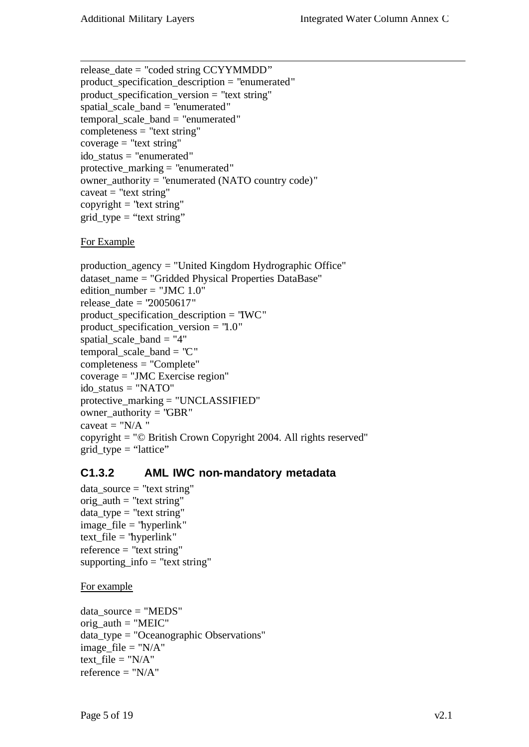release_date = "coded string CCYYMMDD"
product_specification_description = "enumerated"
product_specification_version = "text string"
spatial_scale_band = "enumerated"
temporal_scale_band = "enumerated"
completeness = "text string"
coverage = "text string"
ido_status = "enumerated"
protective_marking = "enumerated"
owner_authority = "enumerated (NATO country code)"
caveat = "text string"
copyright = "text string"
grid_type = "text string"

<u>For Example</u>

production_agency = "United Kingdom Hydrographic Office"
dataset_name = "Gridded Physical Properties DataBase"
edition_number = "JMC 1.0"
release_date = "20050617"
product_specification_description = "IWC"
product_specification_version = "1.0"
spatial_scale_band = "4"
temporal_scale_band = "C"
completeness = "Complete"
coverage = "JMC Exercise region"
ido_status = "NATO"
protective_marking = "UNCLASSIFIED"
owner_authority = "GBR"
caveat = "N/A "
copyright = "© British Crown Copyright 2004. All rights reserved"
grid_type = "lattice"

### C1.3.2 AML IWC non-mandatory metadata

data_source = "text string"
orig_auth = "text string"
data_type = "text string"
image_file = "hyperlink"
text_file = "hyperlink"
reference = "text string"
supporting_info = "text string"

<u>For example</u>

data_source = "MEDS"
orig_auth = "MEIC"
data_type = "Oceanographic Observations"
image_file = "N/A"
text_file = "N/A"
reference = "N/A"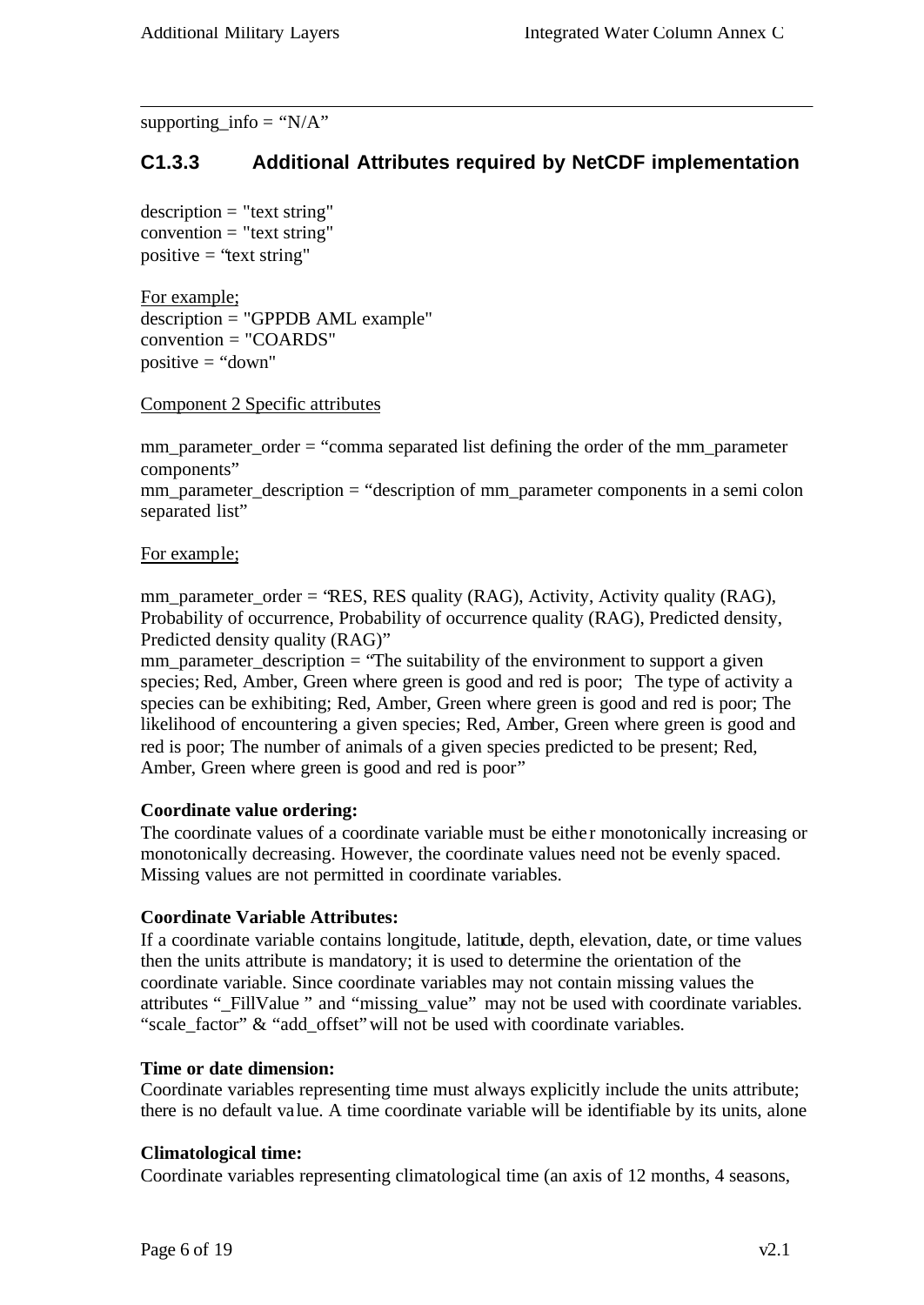supporting_info = "N/A"

### C1.3.3 Additional Attributes required by NetCDF implementation

description = "text string"
convention = "text string"
positive = "text string"

For example;
description = "GPPDB AML example"
convention = "COARDS"
positive = "down"

Component 2 Specific attributes

mm_parameter_order = "comma separated list defining the order of the mm_parameter components"
mm_parameter_description = "description of mm_parameter components in a semi colon separated list"

For example;

mm_parameter_order = "RES, RES quality (RAG), Activity, Activity quality (RAG), Probability of occurrence, Probability of occurrence quality (RAG), Predicted density, Predicted density quality (RAG)"
mm_parameter_description = "The suitability of the environment to support a given species; Red, Amber, Green where green is good and red is poor; The type of activity a species can be exhibiting; Red, Amber, Green where green is good and red is poor; The likelihood of encountering a given species; Red, Amber, Green where green is good and red is poor; The number of animals of a given species predicted to be present; Red, Amber, Green where green is good and red is poor"

**Coordinate value ordering:**
The coordinate values of a coordinate variable must be either monotonically increasing or monotonically decreasing. However, the coordinate values need not be evenly spaced. Missing values are not permitted in coordinate variables.

**Coordinate Variable Attributes:**
If a coordinate variable contains longitude, latitude, depth, elevation, date, or time values then the units attribute is mandatory; it is used to determine the orientation of the coordinate variable. Since coordinate variables may not contain missing values the attributes "_FillValue " and "missing_value" may not be used with coordinate variables. "scale_factor" & "add_offset" will not be used with coordinate variables.

**Time or date dimension:**
Coordinate variables representing time must always explicitly include the units attribute; there is no default value. A time coordinate variable will be identifiable by its units, alone

**Climatological time:**
Coordinate variables representing climatological time (an axis of 12 months, 4 seasons,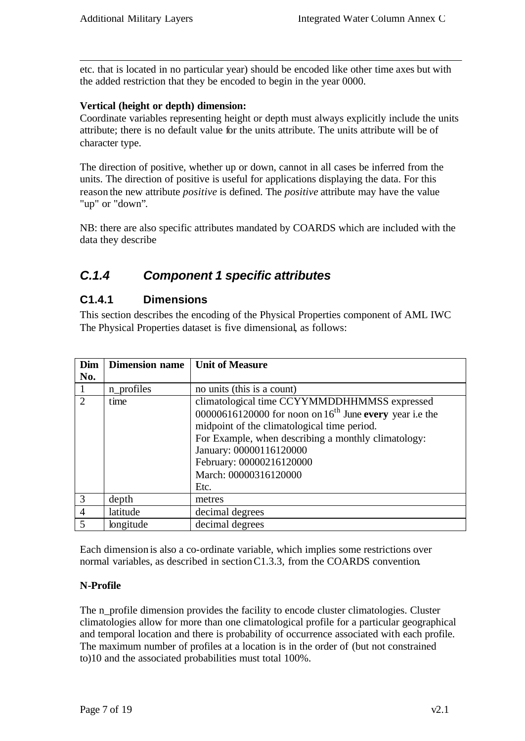etc. that is located in no particular year) should be encoded like other time axes but with the added restriction that they be encoded to begin in the year 0000.

**Vertical (height or depth) dimension:**
Coordinate variables representing height or depth must always explicitly include the units attribute; there is no default value for the units attribute. The units attribute will be of character type.

The direction of positive, whether up or down, cannot in all cases be inferred from the units. The direction of positive is useful for applications displaying the data. For this reason the new attribute *positive* is defined. The *positive* attribute may have the value "up" or "down".

NB: there are also specific attributes mandated by COARDS which are included with the data they describe

### *C.1.4 Component 1 specific attributes*

#### C1.4.1 Dimensions

This section describes the encoding of the Physical Properties component of AML IWC The Physical Properties dataset is five dimensional, as follows:

| Dim No. | Dimension name | Unit of Measure |
|---|---|---|
| 1 | n_profiles | no units (this is a count) |
| 2 | time | climatological time CCYYMMDDHHMMSS expressed 00000616120000 for noon on 16th June **every** year i.e the midpoint of the climatological time period.<br>For Example, when describing a monthly climatology:<br>January: 00000116120000<br>February: 00000216120000<br>March: 00000316120000<br>Etc. |
| 3 | depth | metres |
| 4 | latitude | decimal degrees |
| 5 | longitude | decimal degrees |

Each dimension is also a co-ordinate variable, which implies some restrictions over normal variables, as described in section C1.3.3, from the COARDS convention.

**N-Profile**

The n_profile dimension provides the facility to encode cluster climatologies. Cluster climatologies allow for more than one climatological profile for a particular geographical and temporal location and there is probability of occurrence associated with each profile. The maximum number of profiles at a location is in the order of (but not constrained to)10 and the associated probabilities must total 100%.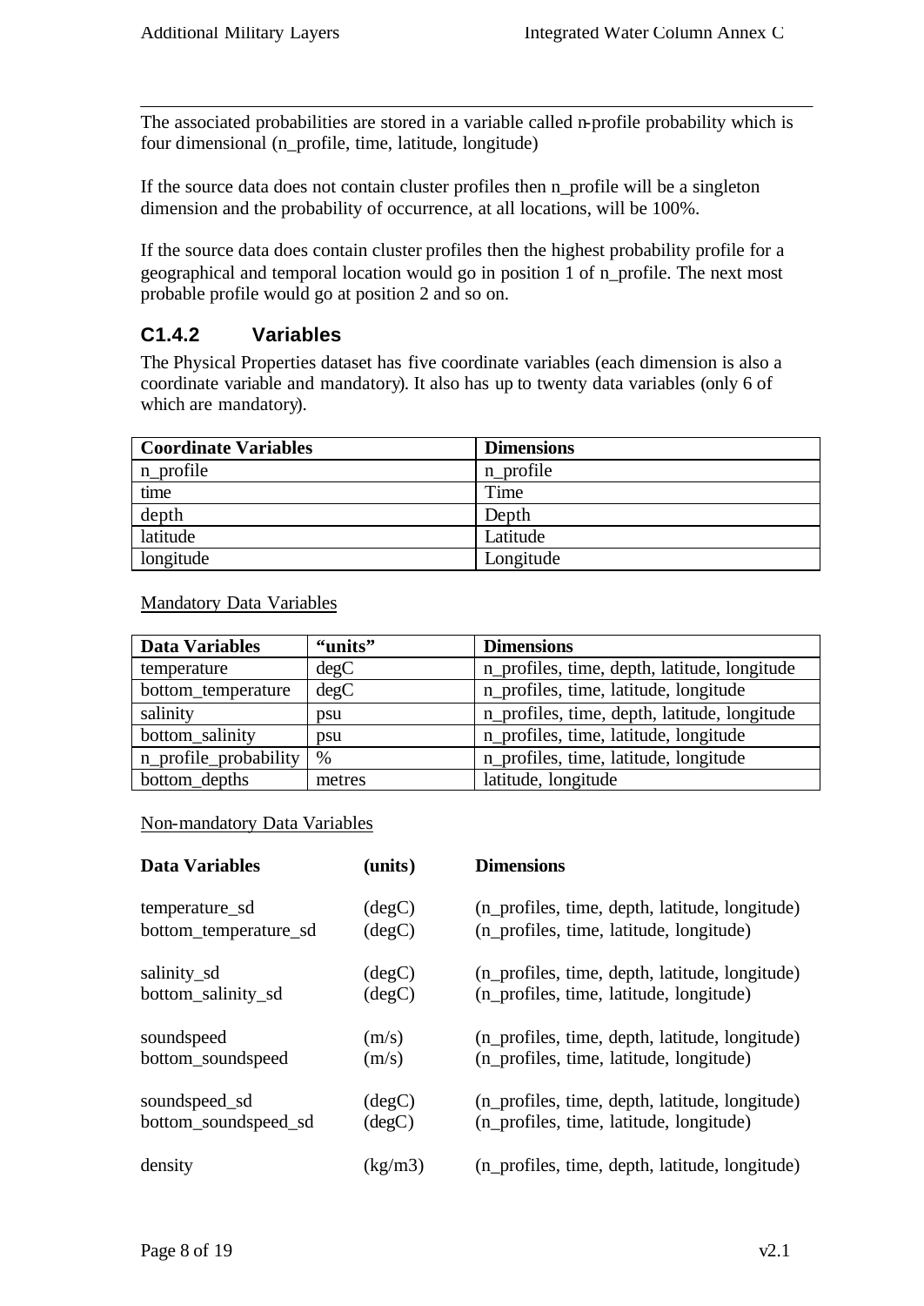The associated probabilities are stored in a variable called n-profile probability which is four dimensional (n_profile, time, latitude, longitude)

If the source data does not contain cluster profiles then n_profile will be a singleton dimension and the probability of occurrence, at all locations, will be 100%.

If the source data does contain cluster profiles then the highest probability profile for a geographical and temporal location would go in position 1 of n_profile. The next most probable profile would go at position 2 and so on.

### C1.4.2 Variables

The Physical Properties dataset has five coordinate variables (each dimension is also a coordinate variable and mandatory). It also has up to twenty data variables (only 6 of which are mandatory).

| Coordinate Variables | Dimensions |
|---|---|
| n_profile | n_profile |
| time | Time |
| depth | Depth |
| latitude | Latitude |
| longitude | Longitude |

Mandatory Data Variables

| Data Variables | "units" | Dimensions |
|---|---|---|
| temperature | degC | n_profiles, time, depth, latitude, longitude |
| bottom_temperature | degC | n_profiles, time, latitude, longitude |
| salinity | psu | n_profiles, time, depth, latitude, longitude |
| bottom_salinity | psu | n_profiles, time, latitude, longitude |
| n_profile_probability | % | n_profiles, time, latitude, longitude |
| bottom_depths | metres | latitude, longitude |

Non-mandatory Data Variables

| Data Variables | (units) | Dimensions |
|---|---|---|
| temperature_sd | (degC) | (n_profiles, time, depth, latitude, longitude) |
| bottom_temperature_sd | (degC) | (n_profiles, time, latitude, longitude) |
| salinity_sd | (degC) | (n_profiles, time, depth, latitude, longitude) |
| bottom_salinity_sd | (degC) | (n_profiles, time, latitude, longitude) |
| soundspeed | (m/s) | (n_profiles, time, depth, latitude, longitude) |
| bottom_soundspeed | (m/s) | (n_profiles, time, latitude, longitude) |
| soundspeed_sd | (degC) | (n_profiles, time, depth, latitude, longitude) |
| bottom_soundspeed_sd | (degC) | (n_profiles, time, latitude, longitude) |
| density | (kg/m3) | (n_profiles, time, depth, latitude, longitude) |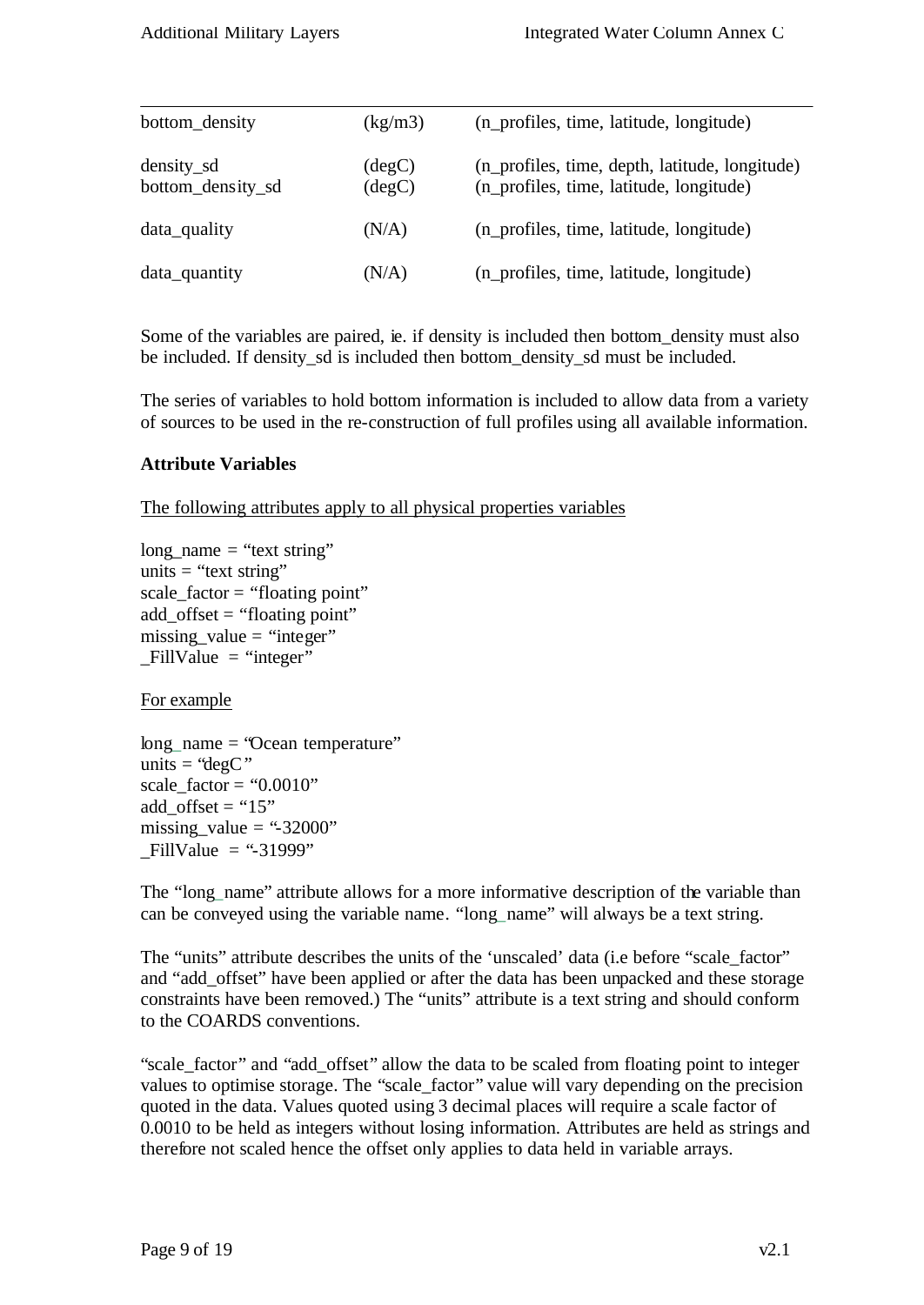| | | |
|---|---|---|
| bottom_density | (kg/m3) | (n_profiles, time, latitude, longitude) |
| density_sd | (degC) | (n_profiles, time, depth, latitude, longitude) |
| bottom_density_sd | (degC) | (n_profiles, time, latitude, longitude) |
| data_quality | (N/A) | (n_profiles, time, latitude, longitude) |
| data_quantity | (N/A) | (n_profiles, time, latitude, longitude) |

Some of the variables are paired, ie. if density is included then bottom_density must also be included. If density_sd is included then bottom_density_sd must be included.

The series of variables to hold bottom information is included to allow data from a variety of sources to be used in the re-construction of full profiles using all available information.

**Attribute Variables**

The following attributes apply to all physical properties variables

long_name = "text string"
units = "text string"
scale_factor = "floating point"
add_offset = "floating point"
missing_value = "integer"
_FillValue = "integer"

For example

long_name = "Ocean temperature"
units = "degC"
scale_factor = "0.0010"
add_offset = "15"
missing_value = "-32000"
_FillValue = "-31999"

The "long_name" attribute allows for a more informative description of the variable than can be conveyed using the variable name. "long_name" will always be a text string.

The "units" attribute describes the units of the 'unscaled' data (i.e before "scale_factor" and "add_offset" have been applied or after the data has been unpacked and these storage constraints have been removed.) The "units" attribute is a text string and should conform to the COARDS conventions.

"scale_factor" and "add_offset" allow the data to be scaled from floating point to integer values to optimise storage. The "scale_factor" value will vary depending on the precision quoted in the data. Values quoted using 3 decimal places will require a scale factor of 0.0010 to be held as integers without losing information. Attributes are held as strings and therefore not scaled hence the offset only applies to data held in variable arrays.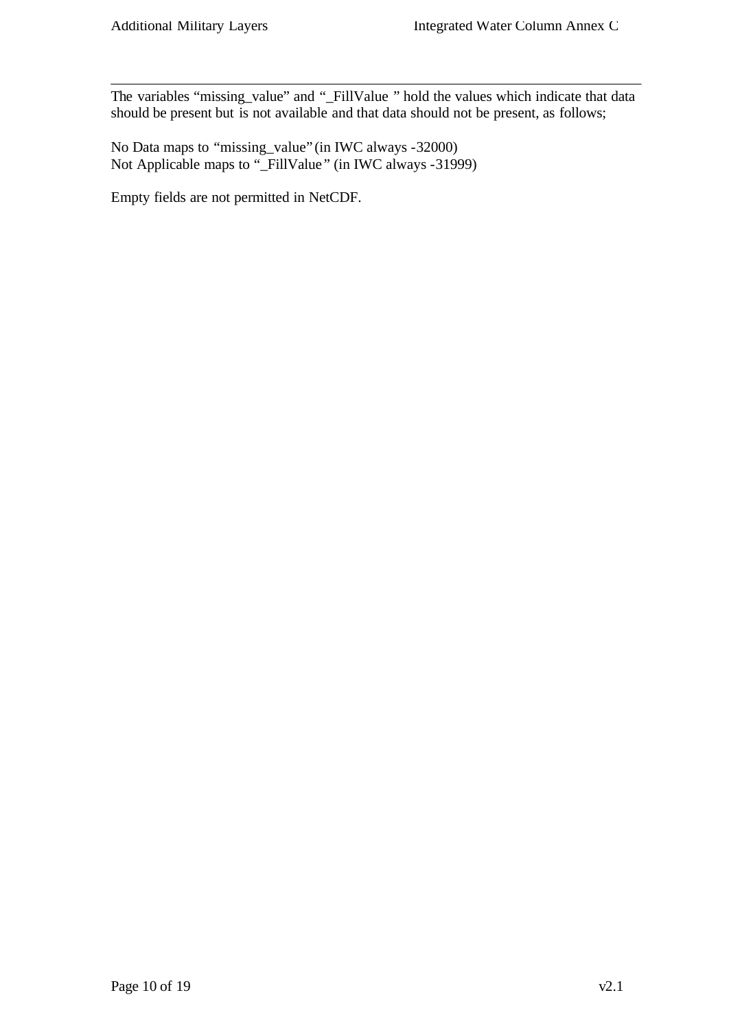The variables "missing_value" and "_FillValue " hold the values which indicate that data should be present but is not available and that data should not be present, as follows;

No Data maps to "missing_value" (in IWC always -32000)
Not Applicable maps to "_FillValue" (in IWC always -31999)

Empty fields are not permitted in NetCDF.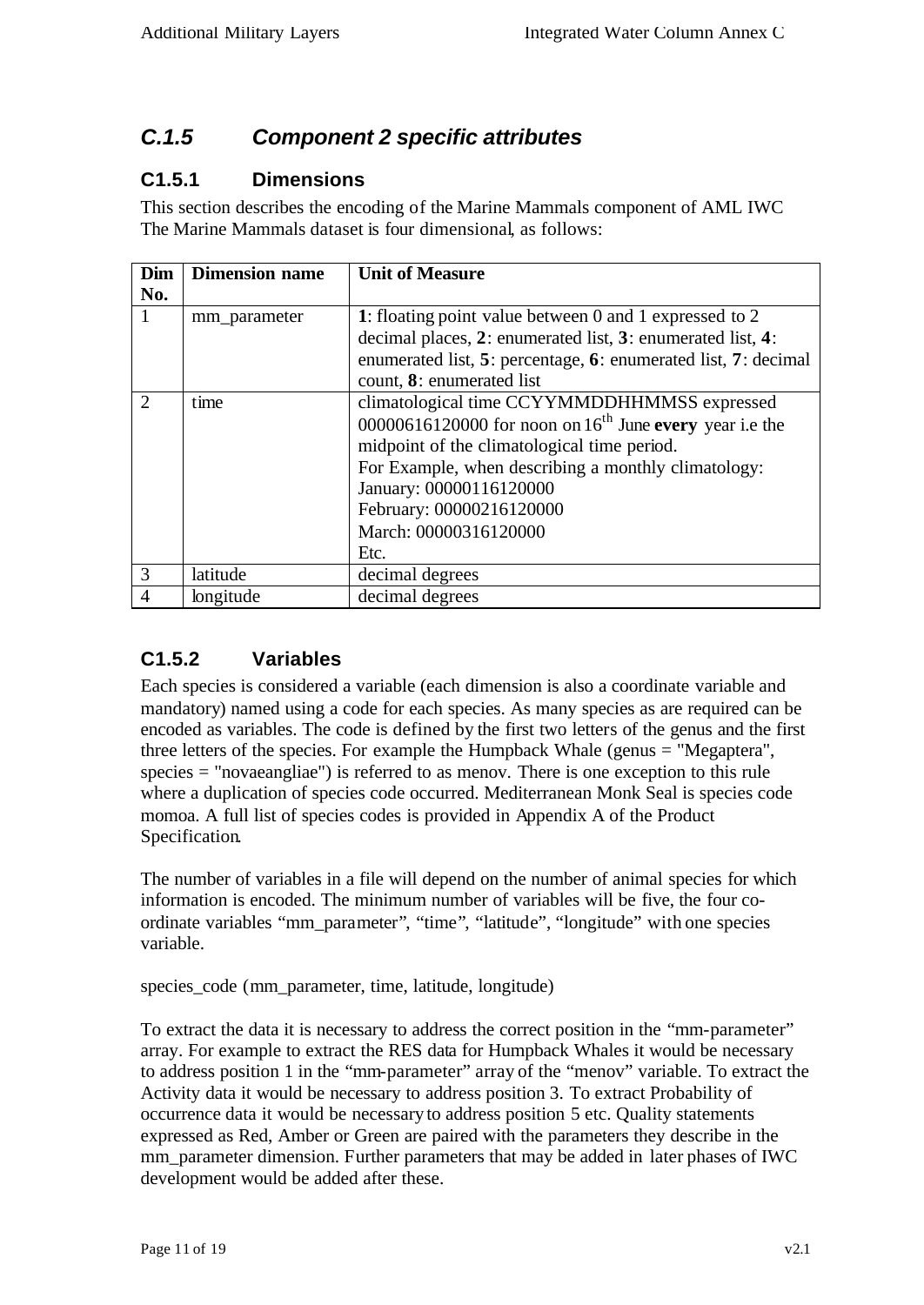## *C.1.5 Component 2 specific attributes*

### C1.5.1 Dimensions

This section describes the encoding of the Marine Mammals component of AML IWC The Marine Mammals dataset is four dimensional, as follows:

| Dim No. | Dimension name | Unit of Measure |
|---|---|---|
| 1 | mm_parameter | **1**: floating point value between 0 and 1 expressed to 2 decimal places, **2**: enumerated list, **3**: enumerated list, **4**: enumerated list, **5**: percentage, **6**: enumerated list, **7**: decimal count, **8**: enumerated list |
| 2 | time | climatological time CCYYMMDDHHMMSS expressed 00000616120000 for noon on 16th June **every** year i.e the midpoint of the climatological time period.<br>For Example, when describing a monthly climatology:<br>January: 00000116120000<br>February: 00000216120000<br>March: 00000316120000<br>Etc. |
| 3 | latitude | decimal degrees |
| 4 | longitude | decimal degrees |

### C1.5.2 Variables

Each species is considered a variable (each dimension is also a coordinate variable and mandatory) named using a code for each species. As many species as are required can be encoded as variables. The code is defined by the first two letters of the genus and the first three letters of the species. For example the Humpback Whale (genus = "Megaptera", species = "novaeangliae") is referred to as menov. There is one exception to this rule where a duplication of species code occurred. Mediterranean Monk Seal is species code momoa. A full list of species codes is provided in Appendix A of the Product Specification.

The number of variables in a file will depend on the number of animal species for which information is encoded. The minimum number of variables will be five, the four co-ordinate variables "mm_parameter", "time", "latitude", "longitude" with one species variable.

species_code (mm_parameter, time, latitude, longitude)

To extract the data it is necessary to address the correct position in the "mm-parameter" array. For example to extract the RES data for Humpback Whales it would be necessary to address position 1 in the "mm-parameter" array of the "menov" variable. To extract the Activity data it would be necessary to address position 3. To extract Probability of occurrence data it would be necessary to address position 5 etc. Quality statements expressed as Red, Amber or Green are paired with the parameters they describe in the mm_parameter dimension. Further parameters that may be added in later phases of IWC development would be added after these.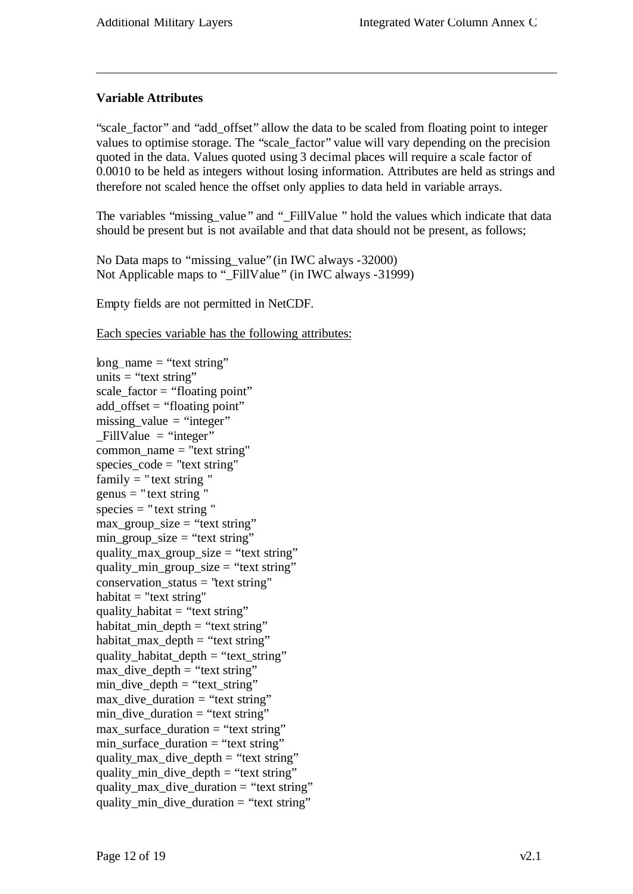**Variable Attributes**

"scale_factor" and "add_offset" allow the data to be scaled from floating point to integer values to optimise storage. The "scale_factor" value will vary depending on the precision quoted in the data. Values quoted using 3 decimal places will require a scale factor of 0.0010 to be held as integers without losing information. Attributes are held as strings and therefore not scaled hence the offset only applies to data held in variable arrays.

The variables "missing_value" and "_FillValue " hold the values which indicate that data should be present but is not available and that data should not be present, as follows;

No Data maps to "missing_value" (in IWC always -32000)
Not Applicable maps to "_FillValue" (in IWC always -31999)

Empty fields are not permitted in NetCDF.

<u>Each species variable has the following attributes:</u>

long_name = "text string"
units = "text string"
scale_factor = "floating point"
add_offset = "floating point"
missing_value = "integer"
_FillValue = "integer"
common_name = "text string"
species_code = "text string"
family = "text string "
genus = "text string "
species = "text string "
max_group_size = "text string"
min_group_size = "text string"
quality_max_group_size = "text string"
quality_min_group_size = "text string"
conservation_status = "text string"
habitat = "text string"
quality_habitat = "text string"
habitat_min_depth = "text string"
habitat_max_depth = "text string"
quality_habitat_depth = "text_string"
max_dive_depth = "text string"
min_dive_depth = "text_string"
max_dive_duration = "text string"
min_dive_duration = "text string"
max_surface_duration = "text string"
min_surface_duration = "text string"
quality_max_dive_depth = "text string"
quality_min_dive_depth = "text string"
quality_max_dive_duration = "text string"
quality_min_dive_duration = "text string"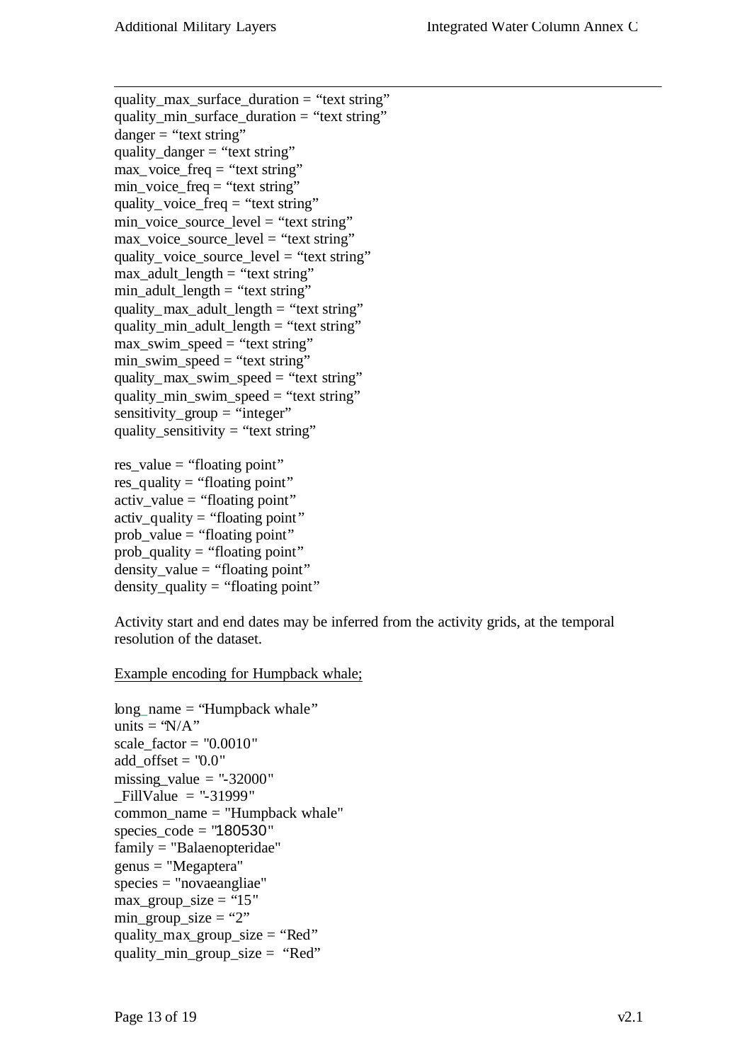quality_max_surface_duration = “text string”
quality_min_surface_duration = “text string”
danger = “text string”
quality_danger = “text string”
max_voice_freq = “text string”
min_voice_freq = “text string”
quality_voice_freq = “text string”
min_voice_source_level = “text string”
max_voice_source_level = “text string”
quality_voice_source_level = “text string”
max_adult_length = “text string”
min_adult_length = “text string”
quality_max_adult_length = “text string”
quality_min_adult_length = “text string”
max_swim_speed = “text string”
min_swim_speed = “text string”
quality_max_swim_speed = “text string”
quality_min_swim_speed = “text string”
sensitivity_group = “integer”
quality_sensitivity = “text string”

res_value = “floating point”
res_quality = “floating point”
activ_value = “floating point”
activ_quality = “floating point”
prob_value = “floating point”
prob_quality = “floating point”
density_value = “floating point”
density_quality = “floating point”

Activity start and end dates may be inferred from the activity grids, at the temporal resolution of the dataset.

<u>Example encoding for Humpback whale;</u>

long_name = “Humpback whale”
units = “N/A”
scale_factor = "0.0010"
add_offset = "0.0"
missing_value = "-32000"
_FillValue = "-31999"
common_name = "Humpback whale"
species_code = "180530"
family = "Balaenopteridae"
genus = "Megaptera"
species = "novaeangliae"
max_group_size = “15"
min_group_size = “2”
quality_max_group_size = “Red”
quality_min_group_size = “Red”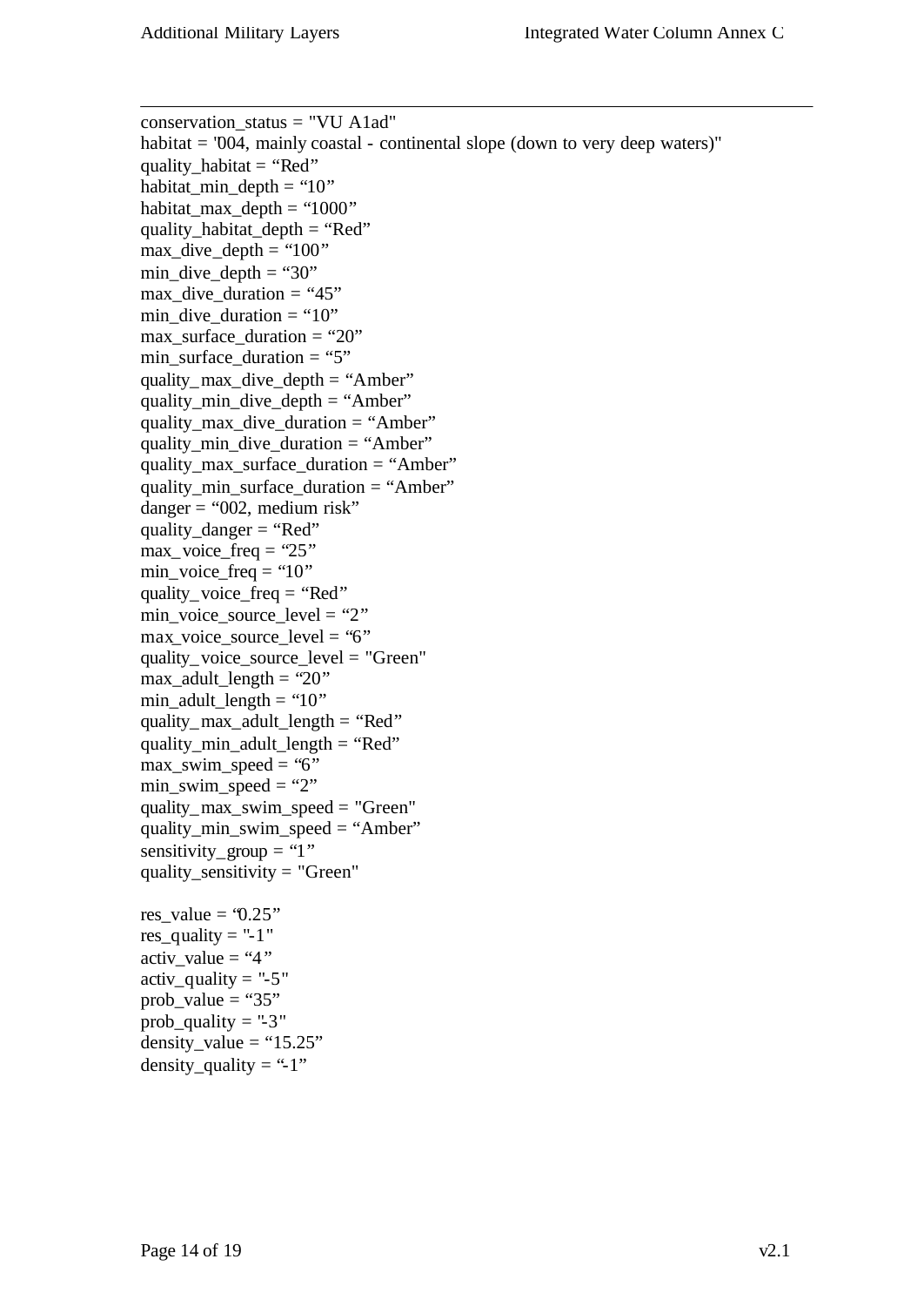conservation_status = "VU A1ad"
habitat = '004, mainly coastal - continental slope (down to very deep waters)"
quality_habitat = “Red”
habitat_min_depth = “10”
habitat_max_depth = “1000”
quality_habitat_depth = “Red”
max_dive_depth = “100”
min_dive_depth = “30”
max_dive_duration = “45”
min_dive_duration = “10”
max_surface_duration = “20”
min_surface_duration = “5”
quality_max_dive_depth = “Amber”
quality_min_dive_depth = “Amber”
quality_max_dive_duration = “Amber”
quality_min_dive_duration = “Amber”
quality_max_surface_duration = “Amber”
quality_min_surface_duration = “Amber”
danger = “002, medium risk”
quality_danger = “Red”
max_voice_freq = “25”
min_voice_freq = “10”
quality_voice_freq = “Red”
min_voice_source_level = “2”
max_voice_source_level = “6”
quality_voice_source_level = "Green"
max_adult_length = “20”
min_adult_length = “10”
quality_max_adult_length = “Red”
quality_min_adult_length = “Red”
max_swim_speed = “6”
min_swim_speed = “2”
quality_max_swim_speed = "Green"
quality_min_swim_speed = “Amber”
sensitivity_group = “1”
quality_sensitivity = "Green"

res_value = “0.25”
res_quality = "-1"
activ_value = “4”
activ_quality = "-5"
prob_value = “35”
prob_quality = "-3"
density_value = “15.25”
density_quality = “-1”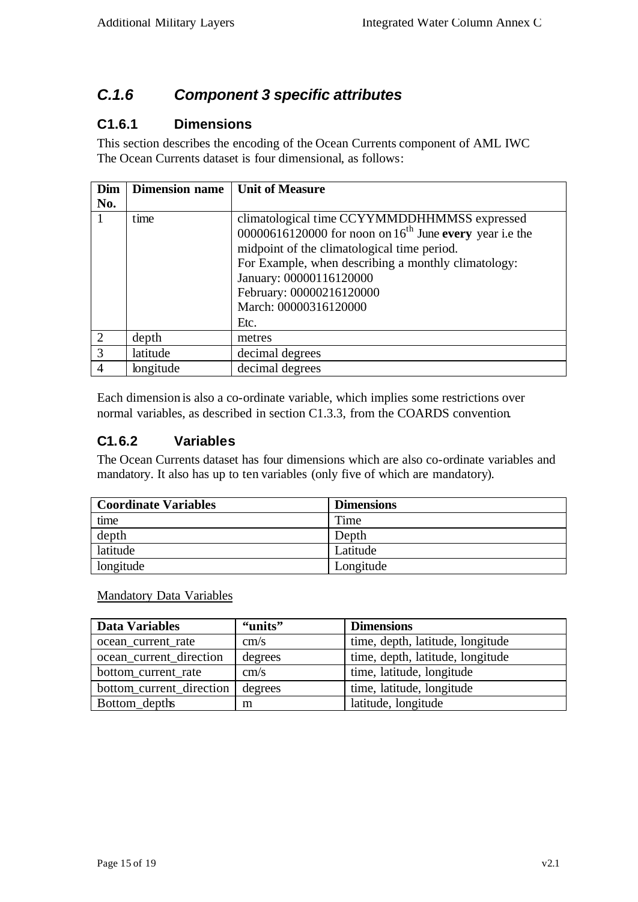## *C.1.6 Component 3 specific attributes*

### C1.6.1 Dimensions

This section describes the encoding of the Ocean Currents component of AML IWC The Ocean Currents dataset is four dimensional, as follows:

| Dim No. | Dimension name | Unit of Measure |
|---|---|---|
| 1 | time | climatological time CCYYMMDDHHMMSS expressed 00000616120000 for noon on 16th June **every** year i.e the midpoint of the climatological time period.<br>For Example, when describing a monthly climatology:<br>January: 00000116120000<br>February: 00000216120000<br>March: 00000316120000<br>Etc. |
| 2 | depth | metres |
| 3 | latitude | decimal degrees |
| 4 | longitude | decimal degrees |

Each dimension is also a co-ordinate variable, which implies some restrictions over normal variables, as described in section C1.3.3, from the COARDS convention.

### C1.6.2 Variables

The Ocean Currents dataset has four dimensions which are also co-ordinate variables and mandatory. It also has up to ten variables (only five of which are mandatory).

| Coordinate Variables | Dimensions |
|---|---|
| time | Time |
| depth | Depth |
| latitude | Latitude |
| longitude | Longitude |

Mandatory Data Variables

| Data Variables | "units" | Dimensions |
|---|---|---|
| ocean_current_rate | cm/s | time, depth, latitude, longitude |
| ocean_current_direction | degrees | time, depth, latitude, longitude |
| bottom_current_rate | cm/s | time, latitude, longitude |
| bottom_current_direction | degrees | time, latitude, longitude |
| Bottom_depths | m | latitude, longitude |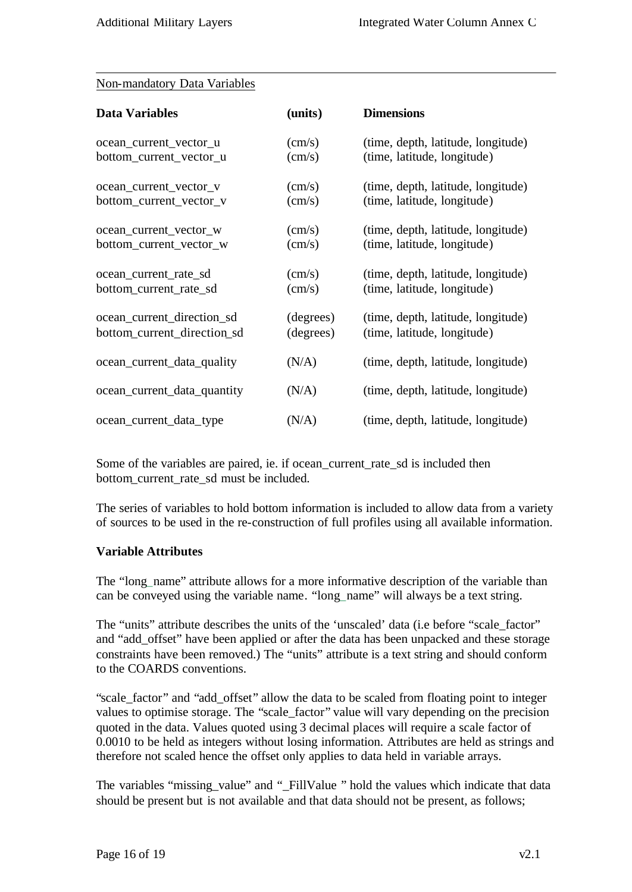Non-mandatory Data Variables

| Data Variables | (units) | Dimensions |
|---|---|---|
| ocean_current_vector_u | (cm/s) | (time, depth, latitude, longitude) |
| bottom_current_vector_u | (cm/s) | (time, latitude, longitude) |
| ocean_current_vector_v | (cm/s) | (time, depth, latitude, longitude) |
| bottom_current_vector_v | (cm/s) | (time, latitude, longitude) |
| ocean_current_vector_w | (cm/s) | (time, depth, latitude, longitude) |
| bottom_current_vector_w | (cm/s) | (time, latitude, longitude) |
| ocean_current_rate_sd | (cm/s) | (time, depth, latitude, longitude) |
| bottom_current_rate_sd | (cm/s) | (time, latitude, longitude) |
| ocean_current_direction_sd | (degrees) | (time, depth, latitude, longitude) |
| bottom_current_direction_sd | (degrees) | (time, latitude, longitude) |
| ocean_current_data_quality | (N/A) | (time, depth, latitude, longitude) |
| ocean_current_data_quantity | (N/A) | (time, depth, latitude, longitude) |
| ocean_current_data_type | (N/A) | (time, depth, latitude, longitude) |

Some of the variables are paired, ie. if ocean_current_rate_sd is included then bottom_current_rate_sd must be included.

The series of variables to hold bottom information is included to allow data from a variety of sources to be used in the re-construction of full profiles using all available information.

**Variable Attributes**

The "long_name" attribute allows for a more informative description of the variable than can be conveyed using the variable name. "long_name" will always be a text string.

The "units" attribute describes the units of the 'unscaled' data (i.e before "scale_factor" and "add_offset" have been applied or after the data has been unpacked and these storage constraints have been removed.) The "units" attribute is a text string and should conform to the COARDS conventions.

"scale_factor" and "add_offset" allow the data to be scaled from floating point to integer values to optimise storage. The "scale_factor" value will vary depending on the precision quoted in the data. Values quoted using 3 decimal places will require a scale factor of 0.0010 to be held as integers without losing information. Attributes are held as strings and therefore not scaled hence the offset only applies to data held in variable arrays.

The variables "missing_value" and "_FillValue " hold the values which indicate that data should be present but is not available and that data should not be present, as follows;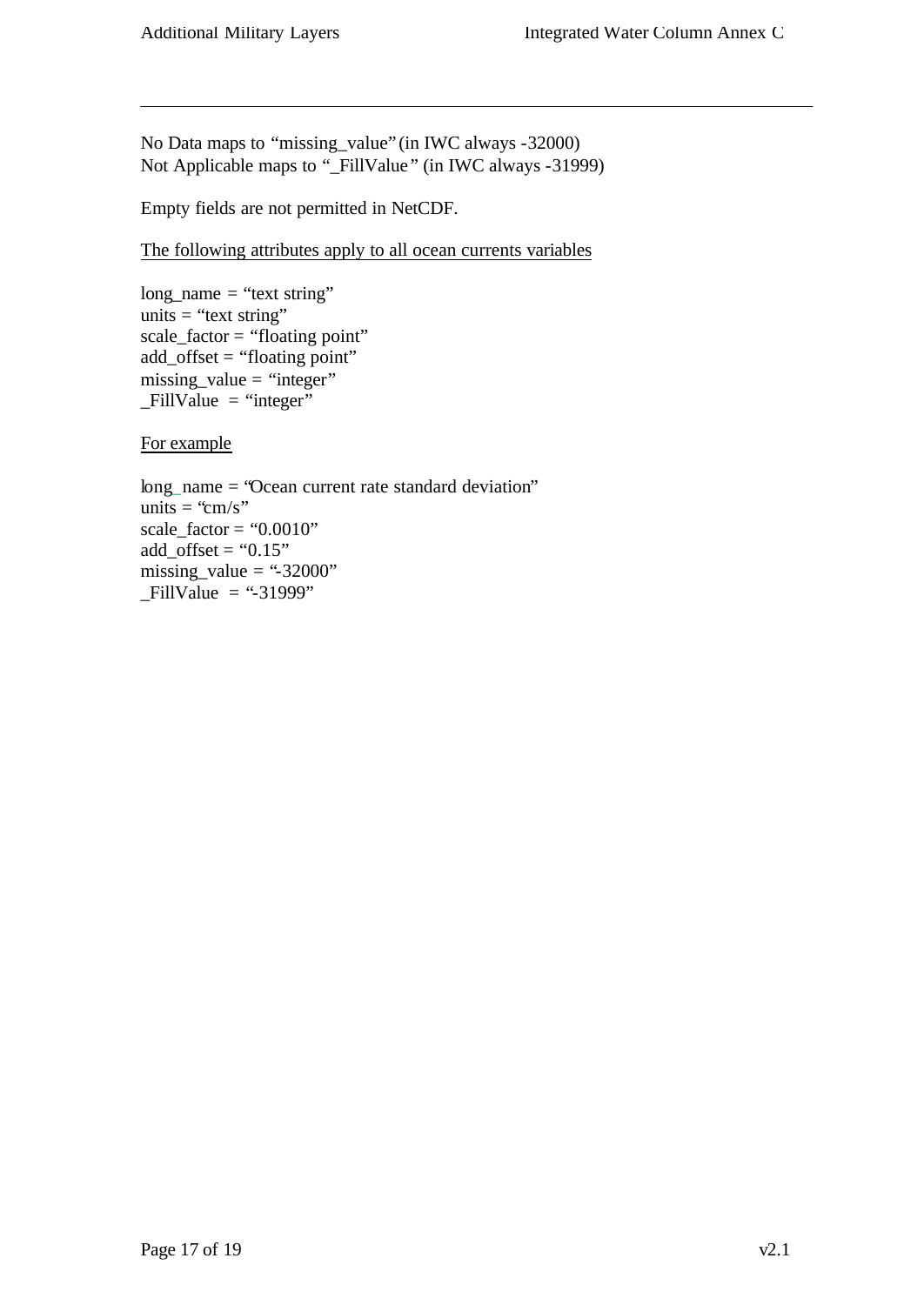No Data maps to "missing_value" (in IWC always -32000)
Not Applicable maps to "_FillValue" (in IWC always -31999)

Empty fields are not permitted in NetCDF.

<u>The following attributes apply to all ocean currents variables</u>

long_name = "text string"
units = "text string"
scale_factor = "floating point"
add_offset = "floating point"
missing_value = "integer"
_FillValue = "integer"

<u>For example</u>

long_name = "Ocean current rate standard deviation"
units = "cm/s"
scale_factor = "0.0010"
add_offset = "0.15"
missing_value = "-32000"
_FillValue = "-31999"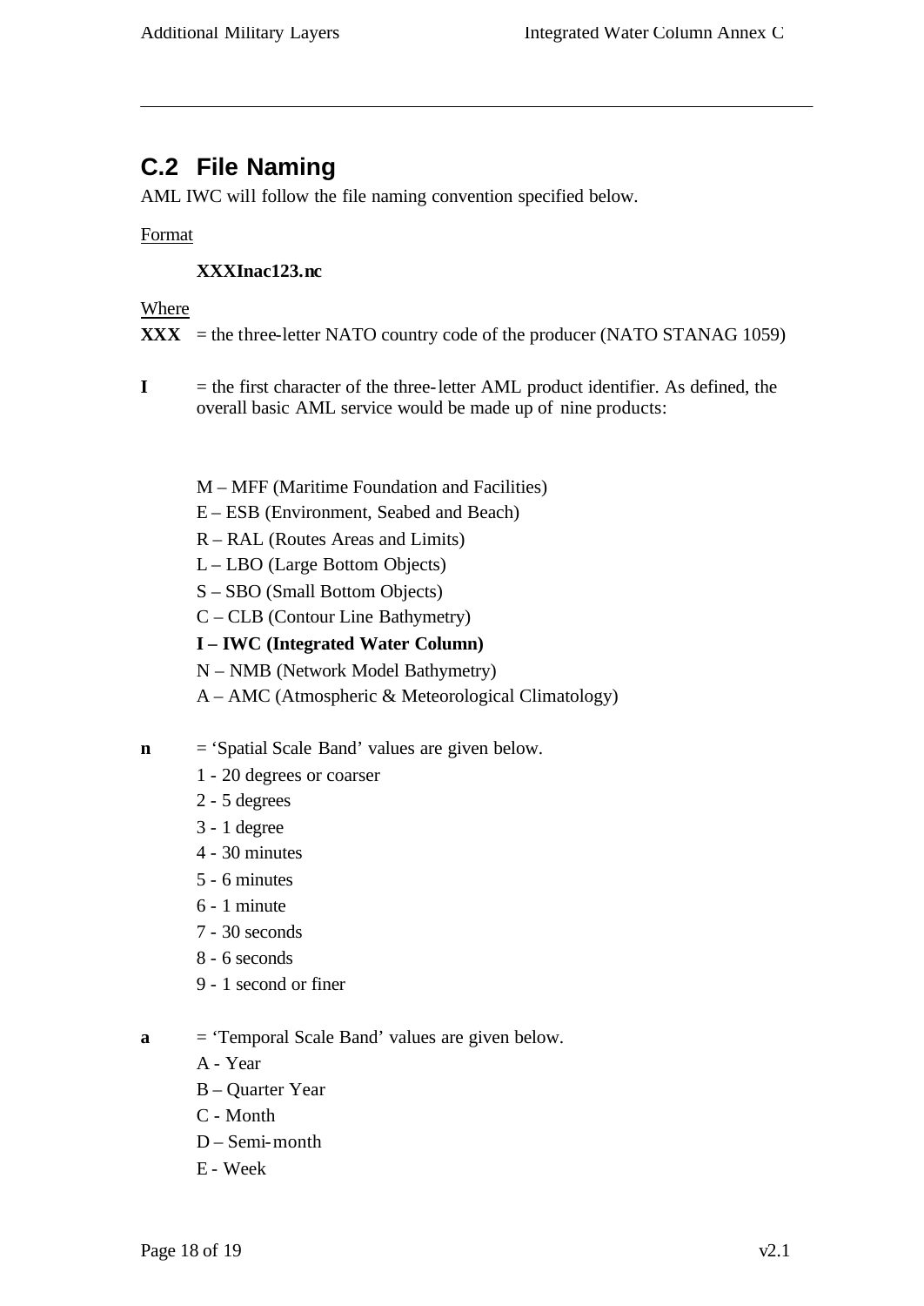## C.2 File Naming

AML IWC will follow the file naming convention specified below.

Format

**XXXInac123.nc**

Where

**XXX** = the three-letter NATO country code of the producer (NATO STANAG 1059)

**I** = the first character of the three-letter AML product identifier. As defined, the overall basic AML service would be made up of nine products:

M – MFF (Maritime Foundation and Facilities)
E – ESB (Environment, Seabed and Beach)
R – RAL (Routes Areas and Limits)
L – LBO (Large Bottom Objects)
S – SBO (Small Bottom Objects)
C – CLB (Contour Line Bathymetry)
**I – IWC (Integrated Water Column)**
N – NMB (Network Model Bathymetry)
A – AMC (Atmospheric & Meteorological Climatology)

**n** = 'Spatial Scale Band' values are given below.

1 - 20 degrees or coarser
2 - 5 degrees
3 - 1 degree
4 - 30 minutes
5 - 6 minutes
6 - 1 minute
7 - 30 seconds
8 - 6 seconds
9 - 1 second or finer

**a** = 'Temporal Scale Band' values are given below.

A - Year
B – Quarter Year
C - Month
D – Semi-month
E - Week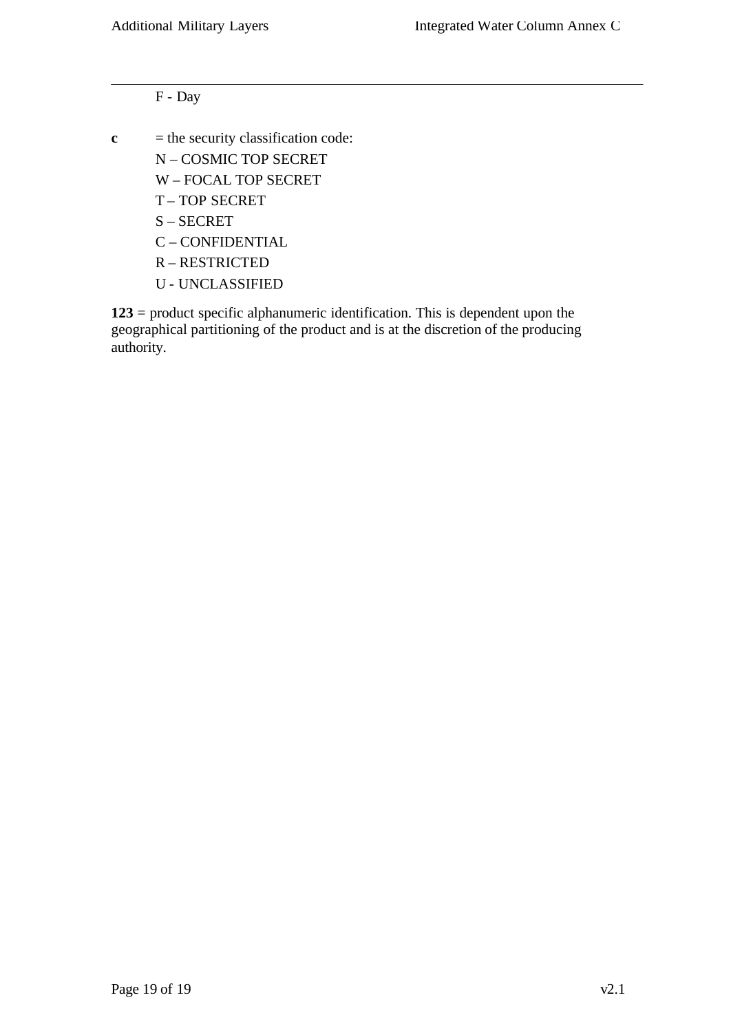F - Day

**c** = the security classification code:

N – COSMIC TOP SECRET

W – FOCAL TOP SECRET

T – TOP SECRET

S – SECRET

C – CONFIDENTIAL

R – RESTRICTED

U - UNCLASSIFIED

**123** = product specific alphanumeric identification. This is dependent upon the geographical partitioning of the product and is at the discretion of the producing authority.